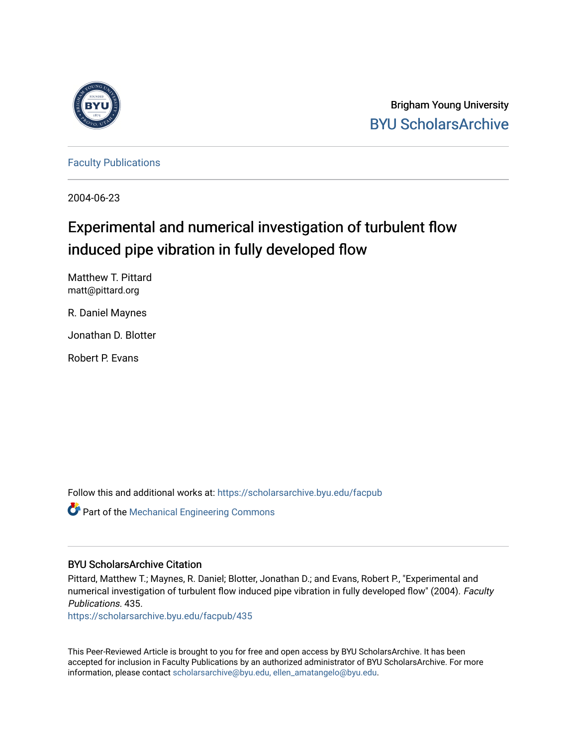Brigham Young University

BYU ScholarsArchive

Faculty Publications

2004-06-23

# Experimental and numerical investigation of turbulent flow induced pipe vibration in fully developed flow

Matthew T. Pittard
matt@pittard.org

R. Daniel Maynes

Jonathan D. Blotter

Robert P. Evans

Follow this and additional works at: https://scholarsarchive.byu.edu/facpub

Part of the Mechanical Engineering Commons

## BYU ScholarsArchive Citation

Pittard, Matthew T.; Maynes, R. Daniel; Blotter, Jonathan D.; and Evans, Robert P., "Experimental and numerical investigation of turbulent flow induced pipe vibration in fully developed flow" (2004). *Faculty Publications*. 435.
https://scholarsarchive.byu.edu/facpub/435

This Peer-Reviewed Article is brought to you for free and open access by BYU ScholarsArchive. It has been accepted for inclusion in Faculty Publications by an authorized administrator of BYU ScholarsArchive. For more information, please contact scholarsarchive@byu.edu, ellen_amatangelo@byu.edu.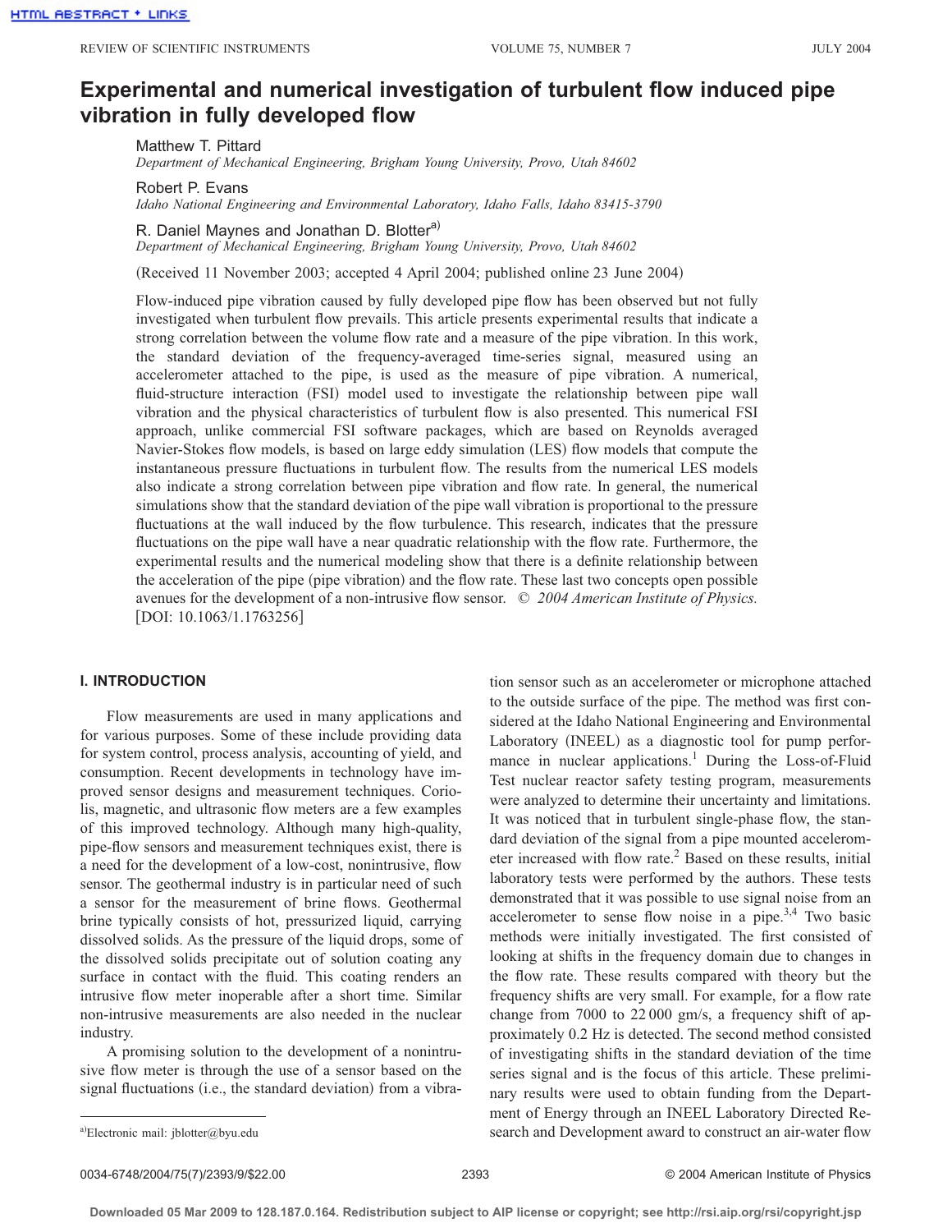# Experimental and numerical investigation of turbulent flow induced pipe vibration in fully developed flow

Matthew T. Pittard
*Department of Mechanical Engineering, Brigham Young University, Provo, Utah 84602*

Robert P. Evans
*Idaho National Engineering and Environmental Laboratory, Idaho Falls, Idaho 83415-3790*

R. Daniel Maynes and Jonathan D. Blotter[a)]
*Department of Mechanical Engineering, Brigham Young University, Provo, Utah 84602*

(Received 11 November 2003; accepted 4 April 2004; published online 23 June 2004)

Flow-induced pipe vibration caused by fully developed pipe flow has been observed but not fully investigated when turbulent flow prevails. This article presents experimental results that indicate a strong correlation between the volume flow rate and a measure of the pipe vibration. In this work, the standard deviation of the frequency-averaged time-series signal, measured using an accelerometer attached to the pipe, is used as the measure of pipe vibration. A numerical, fluid-structure interaction (FSI) model used to investigate the relationship between pipe wall vibration and the physical characteristics of turbulent flow is also presented. This numerical FSI approach, unlike commercial FSI software packages, which are based on Reynolds averaged Navier-Stokes flow models, is based on large eddy simulation (LES) flow models that compute the instantaneous pressure fluctuations in turbulent flow. The results from the numerical LES models also indicate a strong correlation between pipe vibration and flow rate. In general, the numerical simulations show that the standard deviation of the pipe wall vibration is proportional to the pressure fluctuations at the wall induced by the flow turbulence. This research, indicates that the pressure fluctuations on the pipe wall have a near quadratic relationship with the flow rate. Furthermore, the experimental results and the numerical modeling show that there is a definite relationship between the acceleration of the pipe (pipe vibration) and the flow rate. These last two concepts open possible avenues for the development of a non-intrusive flow sensor. © *2004 American Institute of Physics.* [DOI: 10.1063/1.1763256]

## I. INTRODUCTION

Flow measurements are used in many applications and for various purposes. Some of these include providing data for system control, process analysis, accounting of yield, and consumption. Recent developments in technology have improved sensor designs and measurement techniques. Coriolis, magnetic, and ultrasonic flow meters are a few examples of this improved technology. Although many high-quality, pipe-flow sensors and measurement techniques exist, there is a need for the development of a low-cost, nonintrusive, flow sensor. The geothermal industry is in particular need of such a sensor for the measurement of brine flows. Geothermal brine typically consists of hot, pressurized liquid, carrying dissolved solids. As the pressure of the liquid drops, some of the dissolved solids precipitate out of solution coating any surface in contact with the fluid. This coating renders an intrusive flow meter inoperable after a short time. Similar non-intrusive measurements are also needed in the nuclear industry.

A promising solution to the development of a nonintrusive flow meter is through the use of a sensor based on the signal fluctuations (i.e., the standard deviation) from a vibration sensor such as an accelerometer or microphone attached to the outside surface of the pipe. The method was first considered at the Idaho National Engineering and Environmental Laboratory (INEEL) as a diagnostic tool for pump performance in nuclear applications.[1] During the Loss-of-Fluid Test nuclear reactor safety testing program, measurements were analyzed to determine their uncertainty and limitations. It was noticed that in turbulent single-phase flow, the standard deviation of the signal from a pipe mounted accelerometer increased with flow rate.[2] Based on these results, initial laboratory tests were performed by the authors. These tests demonstrated that it was possible to use signal noise from an accelerometer to sense flow noise in a pipe.[3,4] Two basic methods were initially investigated. The first consisted of looking at shifts in the frequency domain due to changes in the flow rate. These results compared with theory but the frequency shifts are very small. For example, for a flow rate change from 7000 to 22 000 gm/s, a frequency shift of approximately 0.2 Hz is detected. The second method consisted of investigating shifts in the standard deviation of the time series signal and is the focus of this article. These preliminary results were used to obtain funding from the Department of Energy through an INEEL Laboratory Directed Research and Development award to construct an air-water flow

[a)]Electronic mail: jblotter@byu.edu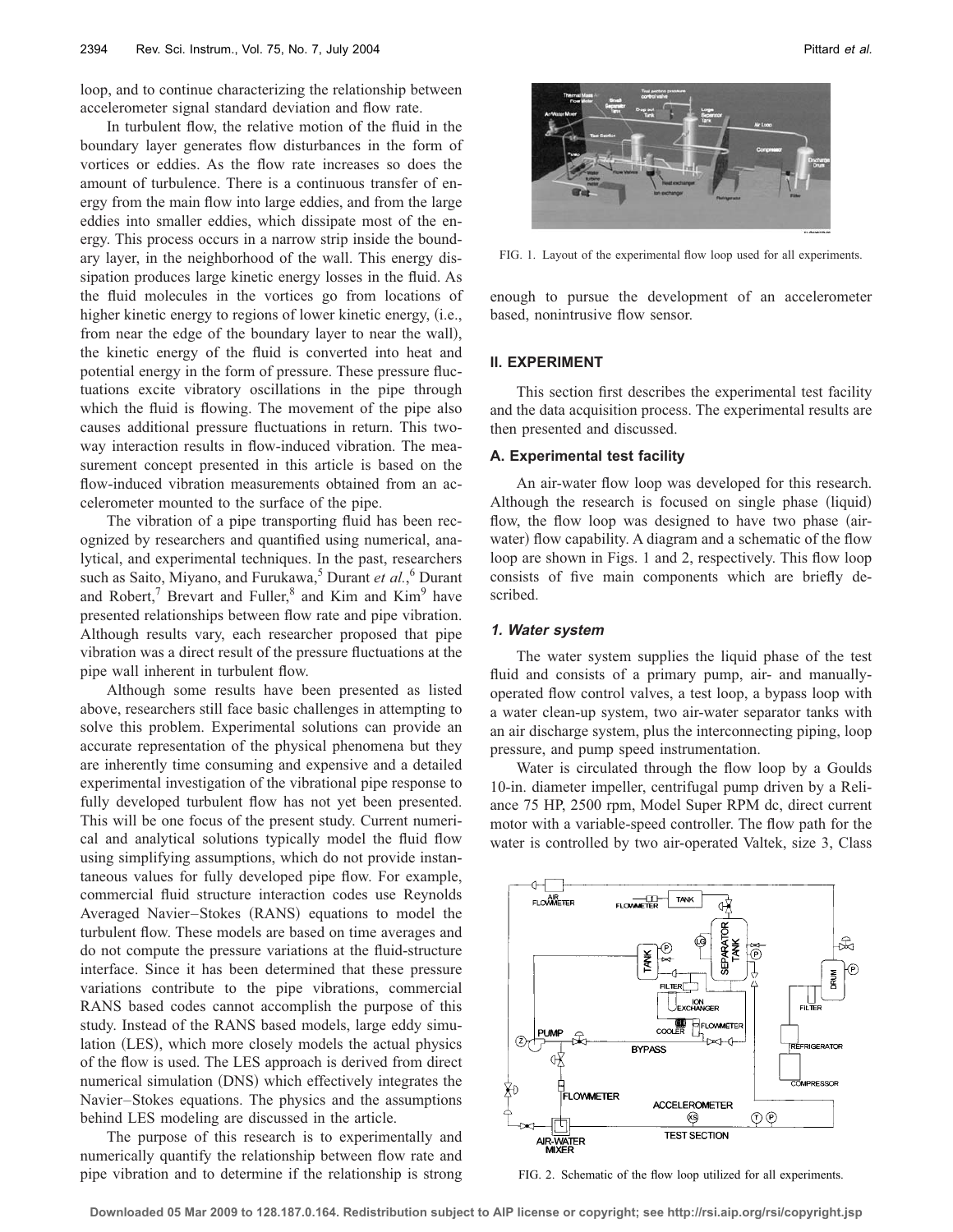loop, and to continue characterizing the relationship between accelerometer signal standard deviation and flow rate.

In turbulent flow, the relative motion of the fluid in the boundary layer generates flow disturbances in the form of vortices or eddies. As the flow rate increases so does the amount of turbulence. There is a continuous transfer of energy from the main flow into large eddies, and from the large eddies into smaller eddies, which dissipate most of the energy. This process occurs in a narrow strip inside the boundary layer, in the neighborhood of the wall. This energy dissipation produces large kinetic energy losses in the fluid. As the fluid molecules in the vortices go from locations of higher kinetic energy to regions of lower kinetic energy, (i.e., from near the edge of the boundary layer to near the wall), the kinetic energy of the fluid is converted into heat and potential energy in the form of pressure. These pressure fluctuations excite vibratory oscillations in the pipe through which the fluid is flowing. The movement of the pipe also causes additional pressure fluctuations in return. This two-way interaction results in flow-induced vibration. The measurement concept presented in this article is based on the flow-induced vibration measurements obtained from an accelerometer mounted to the surface of the pipe.

The vibration of a pipe transporting fluid has been recognized by researchers and quantified using numerical, analytical, and experimental techniques. In the past, researchers such as Saito, Miyano, and Furukawa,[5] Durant *et al.*,[6] Durant and Robert,[7] Brevart and Fuller,[8] and Kim and Kim[9] have presented relationships between flow rate and pipe vibration. Although results vary, each researcher proposed that pipe vibration was a direct result of the pressure fluctuations at the pipe wall inherent in turbulent flow.

Although some results have been presented as listed above, researchers still face basic challenges in attempting to solve this problem. Experimental solutions can provide an accurate representation of the physical phenomena but they are inherently time consuming and expensive and a detailed experimental investigation of the vibrational pipe response to fully developed turbulent flow has not yet been presented. This will be one focus of the present study. Current numerical and analytical solutions typically model the fluid flow using simplifying assumptions, which do not provide instantaneous values for fully developed pipe flow. For example, commercial fluid structure interaction codes use Reynolds Averaged Navier–Stokes (RANS) equations to model the turbulent flow. These models are based on time averages and do not compute the pressure variations at the fluid-structure interface. Since it has been determined that these pressure variations contribute to the pipe vibrations, commercial RANS based codes cannot accomplish the purpose of this study. Instead of the RANS based models, large eddy simulation (LES), which more closely models the actual physics of the flow is used. The LES approach is derived from direct numerical simulation (DNS) which effectively integrates the Navier–Stokes equations. The physics and the assumptions behind LES modeling are discussed in the article.

The purpose of this research is to experimentally and numerically quantify the relationship between flow rate and pipe vibration and to determine if the relationship is strong enough to pursue the development of an accelerometer based, nonintrusive flow sensor.

FIG. 1. Layout of the experimental flow loop used for all experiments.

## II. EXPERIMENT

This section first describes the experimental test facility and the data acquisition process. The experimental results are then presented and discussed.

### A. Experimental test facility

An air-water flow loop was developed for this research. Although the research is focused on single phase (liquid) flow, the flow loop was designed to have two phase (air-water) flow capability. A diagram and a schematic of the flow loop are shown in Figs. 1 and 2, respectively. This flow loop consists of five main components which are briefly described.

#### *1. Water system*

The water system supplies the liquid phase of the test fluid and consists of a primary pump, air- and manually-operated flow control valves, a test loop, a bypass loop with a water clean-up system, two air-water separator tanks with an air discharge system, plus the interconnecting piping, loop pressure, and pump speed instrumentation.

Water is circulated through the flow loop by a Goulds 10-in. diameter impeller, centrifugal pump driven by a Reliance 75 HP, 2500 rpm, Model Super RPM dc, direct current motor with a variable-speed controller. The flow path for the water is controlled by two air-operated Valtek, size 3, Class

FIG. 2. Schematic of the flow loop utilized for all experiments.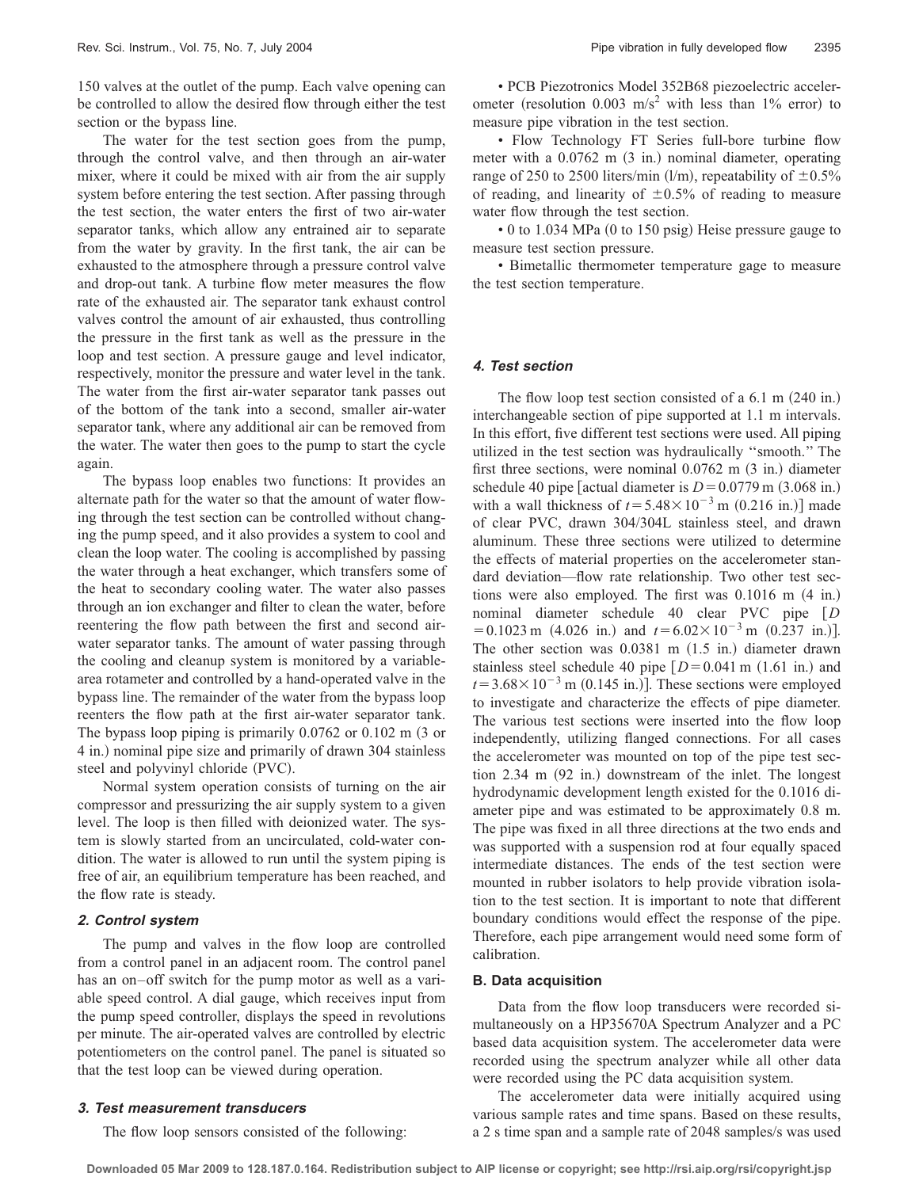150 valves at the outlet of the pump. Each valve opening can be controlled to allow the desired flow through either the test section or the bypass line.

The water for the test section goes from the pump, through the control valve, and then through an air-water mixer, where it could be mixed with air from the air supply system before entering the test section. After passing through the test section, the water enters the first of two air-water separator tanks, which allow any entrained air to separate from the water by gravity. In the first tank, the air can be exhausted to the atmosphere through a pressure control valve and drop-out tank. A turbine flow meter measures the flow rate of the exhausted air. The separator tank exhaust control valves control the amount of air exhausted, thus controlling the pressure in the first tank as well as the pressure in the loop and test section. A pressure gauge and level indicator, respectively, monitor the pressure and water level in the tank. The water from the first air-water separator tank passes out of the bottom of the tank into a second, smaller air-water separator tank, where any additional air can be removed from the water. The water then goes to the pump to start the cycle again.

The bypass loop enables two functions: It provides an alternate path for the water so that the amount of water flowing through the test section can be controlled without changing the pump speed, and it also provides a system to cool and clean the loop water. The cooling is accomplished by passing the water through a heat exchanger, which transfers some of the heat to secondary cooling water. The water also passes through an ion exchanger and filter to clean the water, before reentering the flow path between the first and second air-water separator tanks. The amount of water passing through the cooling and cleanup system is monitored by a variable-area rotameter and controlled by a hand-operated valve in the bypass line. The remainder of the water from the bypass loop reenters the flow path at the first air-water separator tank. The bypass loop piping is primarily 0.0762 or 0.102 m (3 or 4 in.) nominal pipe size and primarily of drawn 304 stainless steel and polyvinyl chloride (PVC).

Normal system operation consists of turning on the air compressor and pressurizing the air supply system to a given level. The loop is then filled with deionized water. The system is slowly started from an uncirculated, cold-water condition. The water is allowed to run until the system piping is free of air, an equilibrium temperature has been reached, and the flow rate is steady.

#### *2. Control system*

The pump and valves in the flow loop are controlled from a control panel in an adjacent room. The control panel has an on–off switch for the pump motor as well as a variable speed control. A dial gauge, which receives input from the pump speed controller, displays the speed in revolutions per minute. The air-operated valves are controlled by electric potentiometers on the control panel. The panel is situated so that the test loop can be viewed during operation.

#### *3. Test measurement transducers*

The flow loop sensors consisted of the following:

- PCB Piezotronics Model 352B68 piezoelectric accelerometer (resolution 0.003 $m/s^2$ with less than 1% error) to measure pipe vibration in the test section.
- Flow Technology FT Series full-bore turbine flow meter with a 0.0762 m (3 in.) nominal diameter, operating range of 250 to 2500 liters/min (l/m), repeatability of $\pm 0.5\%$ of reading, and linearity of $\pm 0.5\%$ of reading to measure water flow through the test section.
- 0 to 1.034 MPa (0 to 150 psig) Heise pressure gauge to measure test section pressure.
- Bimetallic thermometer temperature gage to measure the test section temperature.

#### *4. Test section*

The flow loop test section consisted of a 6.1 m (240 in.) interchangeable section of pipe supported at 1.1 m intervals. In this effort, five different test sections were used. All piping utilized in the test section was hydraulically "smooth." The first three sections, were nominal 0.0762 m (3 in.) diameter schedule 40 pipe [actual diameter is $D = 0.0779$ m (3.068 in.) with a wall thickness of $t = 5.48 \times 10^{-3}$ m (0.216 in.)] made of clear PVC, drawn 304/304L stainless steel, and drawn aluminum. These three sections were utilized to determine the effects of material properties on the accelerometer standard deviation—flow rate relationship. Two other test sections were also employed. The first was 0.1016 m (4 in.) nominal diameter schedule 40 clear PVC pipe [$D = 0.1023$ m (4.026 in.) and $t = 6.02 \times 10^{-3}$ m (0.237 in.)]. The other section was 0.0381 m (1.5 in.) diameter drawn stainless steel schedule 40 pipe [$D = 0.041$ m (1.61 in.) and $t = 3.68 \times 10^{-3}$ m (0.145 in.)]. These sections were employed to investigate and characterize the effects of pipe diameter. The various test sections were inserted into the flow loop independently, utilizing flanged connections. For all cases the accelerometer was mounted on top of the pipe test section 2.34 m (92 in.) downstream of the inlet. The longest hydrodynamic development length existed for the 0.1016 diameter pipe and was estimated to be approximately 0.8 m. The pipe was fixed in all three directions at the two ends and was supported with a suspension rod at four equally spaced intermediate distances. The ends of the test section were mounted in rubber isolators to help provide vibration isolation to the test section. It is important to note that different boundary conditions would effect the response of the pipe. Therefore, each pipe arrangement would need some form of calibration.

### B. Data acquisition

Data from the flow loop transducers were recorded simultaneously on a HP35670A Spectrum Analyzer and a PC based data acquisition system. The accelerometer data were recorded using the spectrum analyzer while all other data were recorded using the PC data acquisition system.

The accelerometer data were initially acquired using various sample rates and time spans. Based on these results, a 2 s time span and a sample rate of 2048 samples/s was used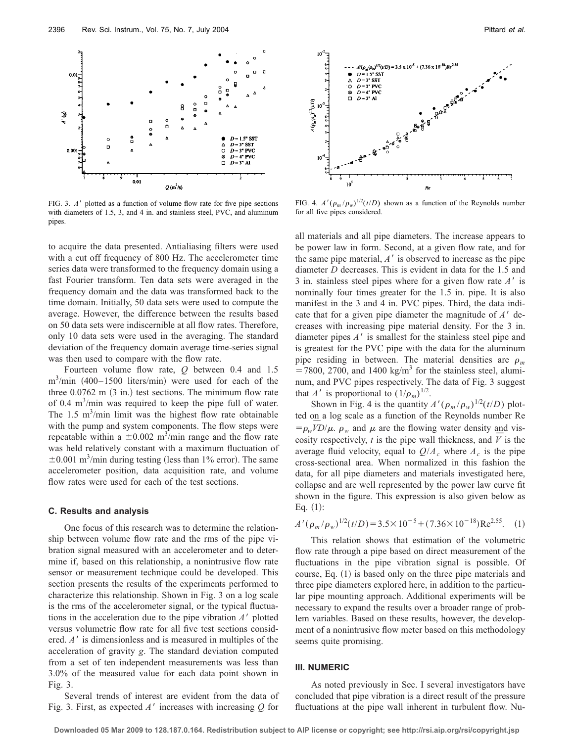FIG. 3. $A'$ plotted as a function of volume flow rate for five pipe sections with diameters of 1.5, 3, and 4 in. and stainless steel, PVC, and aluminum pipes.

FIG. 4. $A'(\rho_m/\rho_w)^{1/2}(t/D)$ shown as a function of the Reynolds number for all five pipes considered.

to acquire the data presented. Antialiasing filters were used with a cut off frequency of 800 Hz. The accelerometer time series data were transformed to the frequency domain using a fast Fourier transform. Ten data sets were averaged in the frequency domain and the data was transformed back to the time domain. Initially, 50 data sets were used to compute the average. However, the difference between the results based on 50 data sets were indiscernible at all flow rates. Therefore, only 10 data sets were used in the averaging. The standard deviation of the frequency domain average time-series signal was then used to compare with the flow rate.

Fourteen volume flow rate, $Q$ between 0.4 and 1.5 $m^3$/min (400–1500 liters/min) were used for each of the three 0.0762 m (3 in.) test sections. The minimum flow rate of 0.4 $m^3$/min was required to keep the pipe full of water. The 1.5 $m^3$/min limit was the highest flow rate obtainable with the pump and system components. The flow steps were repeatable within a $\pm 0.002$ $m^3$/min range and the flow rate was held relatively constant with a maximum fluctuation of $\pm 0.001$ $m^3$/min during testing (less than 1% error). The same accelerometer position, data acquisition rate, and volume flow rates were used for each of the test sections.

### C. Results and analysis

One focus of this research was to determine the relationship between volume flow rate and the rms of the pipe vibration signal measured with an accelerometer and to determine if, based on this relationship, a nonintrusive flow rate sensor or measurement technique could be developed. This section presents the results of the experiments performed to characterize this relationship. Shown in Fig. 3 on a log scale is the rms of the accelerometer signal, or the typical fluctuations in the acceleration due to the pipe vibration $A'$ plotted versus volumetric flow rate for all five test sections considered. $A'$ is dimensionless and is measured in multiples of the acceleration of gravity $g$. The standard deviation computed from a set of ten independent measurements was less than 3.0% of the measured value for each data point shown in Fig. 3.

Several trends of interest are evident from the data of Fig. 3. First, as expected $A'$ increases with increasing $Q$ for all materials and all pipe diameters. The increase appears to be power law in form. Second, at a given flow rate, and for the same pipe material, $A'$ is observed to increase as the pipe diameter $D$ decreases. This is evident in data for the 1.5 and 3 in. stainless steel pipes where for a given flow rate $A'$ is nominally four times greater for the 1.5 in. pipe. It is also manifest in the 3 and 4 in. PVC pipes. Third, the data indicate that for a given pipe diameter the magnitude of $A'$ decreases with increasing pipe material density. For the 3 in. diameter pipes $A'$ is smallest for the stainless steel pipe and is greatest for the PVC pipe with the data for the aluminum pipe residing in between. The material densities are $\rho_m = 7800$, 2700, and 1400 $kg/m^3$ for the stainless steel, aluminum, and PVC pipes respectively. The data of Fig. 3 suggest that $A'$ is proportional to $(1/\rho_m)^{1/2}$.

Shown in Fig. 4 is the quantity $A'(\rho_m/\rho_w)^{1/2}(t/D)$ plotted on a log scale as a function of the Reynolds number Re $= \rho_w \bar{V} D/\mu$. $\rho_w$ and $\mu$ are the flowing water density and viscosity respectively, $t$ is the pipe wall thickness, and $\bar{V}$ is the average fluid velocity, equal to $Q/A_c$ where $A_c$ is the pipe cross-sectional area. When normalized in this fashion the data, for all pipe diameters and materials investigated here, collapse and are well represented by the power law curve fit shown in the figure. This expression is also given below as Eq. (1):

$$A'(\rho_m/\rho_w)^{1/2}(t/D) = 3.5 \times 10^{-5} + (7.36 \times 10^{-18})\mathrm{Re}^{2.55}. \quad (1)$$

This relation shows that estimation of the volumetric flow rate through a pipe based on direct measurement of the fluctuations in the pipe vibration signal is possible. Of course, Eq. (1) is based only on the three pipe materials and three pipe diameters explored here, in addition to the particular pipe mounting approach. Additional experiments will be necessary to expand the results over a broader range of problem variables. Based on these results, however, the development of a nonintrusive flow meter based on this methodology seems quite promising.

## III. NUMERIC

As noted previously in Sec. I several investigators have concluded that pipe vibration is a direct result of the pressure fluctuations at the pipe wall inherent in turbulent flow. Nu-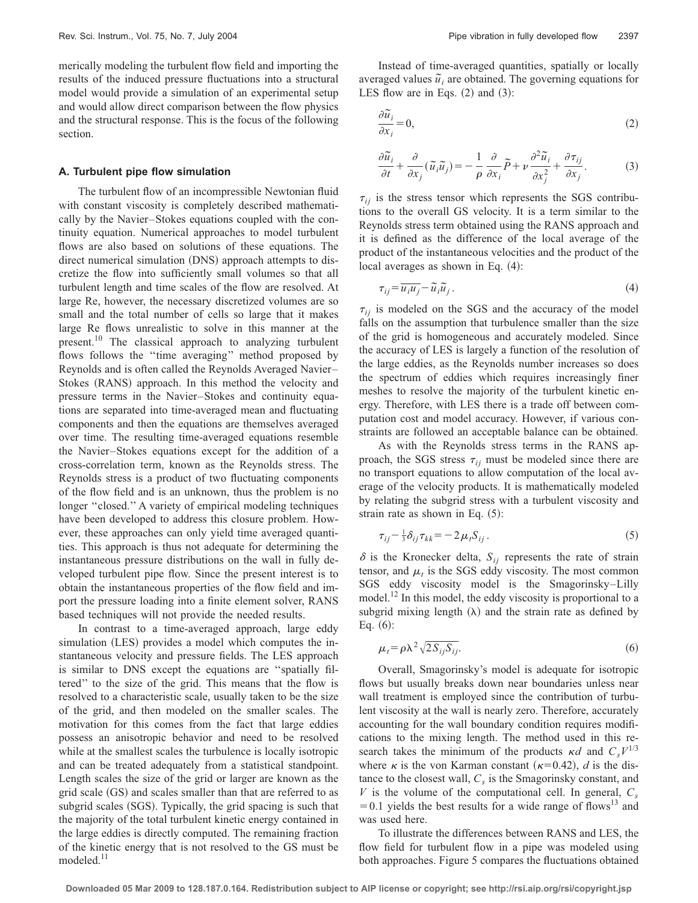merically modeling the turbulent flow field and importing the results of the induced pressure fluctuations into a structural model would provide a simulation of an experimental setup and would allow direct comparison between the flow physics and the structural response. This is the focus of the following section.

### A. Turbulent pipe flow simulation

The turbulent flow of an incompressible Newtonian fluid with constant viscosity is completely described mathematically by the Navier–Stokes equations coupled with the continuity equation. Numerical approaches to model turbulent flows are also based on solutions of these equations. The direct numerical simulation (DNS) approach attempts to discretize the flow into sufficiently small volumes so that all turbulent length and time scales of the flow are resolved. At large Re, however, the necessary discretized volumes are so small and the total number of cells so large that it makes large Re flows unrealistic to solve in this manner at the present.[10] The classical approach to analyzing turbulent flows follows the "time averaging" method proposed by Reynolds and is often called the Reynolds Averaged Navier–Stokes (RANS) approach. In this method the velocity and pressure terms in the Navier–Stokes and continuity equations are separated into time-averaged mean and fluctuating components and then the equations are themselves averaged over time. The resulting time-averaged equations resemble the Navier–Stokes equations except for the addition of a cross-correlation term, known as the Reynolds stress. The Reynolds stress is a product of two fluctuating components of the flow field and is an unknown, thus the problem is no longer "closed." A variety of empirical modeling techniques have been developed to address this closure problem. However, these approaches can only yield time averaged quantities. This approach is thus not adequate for determining the instantaneous pressure distributions on the wall in fully developed turbulent pipe flow. Since the present interest is to obtain the instantaneous properties of the flow field and import the pressure loading into a finite element solver, RANS based techniques will not provide the needed results.

In contrast to a time-averaged approach, large eddy simulation (LES) provides a model which computes the instantaneous velocity and pressure fields. The LES approach is similar to DNS except the equations are "spatially filtered" to the size of the grid. This means that the flow is resolved to a characteristic scale, usually taken to be the size of the grid, and then modeled on the smaller scales. The motivation for this comes from the fact that large eddies possess an anisotropic behavior and need to be resolved while at the smallest scales the turbulence is locally isotropic and can be treated adequately from a statistical standpoint. Length scales the size of the grid or larger are known as the grid scale (GS) and scales smaller than that are referred to as subgrid scales (SGS). Typically, the grid spacing is such that the majority of the total turbulent kinetic energy contained in the large eddies is directly computed. The remaining fraction of the kinetic energy that is not resolved to the GS must be modeled.[11]

Instead of time-averaged quantities, spatially or locally averaged values $\tilde{u}_i$ are obtained. The governing equations for LES flow are in Eqs. (2) and (3):

$$\frac{\partial \tilde{u}_i}{\partial x_i} = 0, \tag{2}$$

$$\frac{\partial \tilde{u}_i}{\partial t} + \frac{\partial}{\partial x_j}(\tilde{u}_i \tilde{u}_j) = -\frac{1}{\rho}\frac{\partial}{\partial x_i}\tilde{P} + \nu \frac{\partial^2 \tilde{u}_i}{\partial x_j^2} + \frac{\partial \tau_{ij}}{\partial x_j}. \tag{3}$$

$\tau_{ij}$ is the stress tensor which represents the SGS contributions to the overall GS velocity. It is a term similar to the Reynolds stress term obtained using the RANS approach and it is defined as the difference of the local average of the product of the instantaneous velocities and the product of the local averages as shown in Eq. (4):

$$\tau_{ij} = \overline{u_i u_j} - \tilde{u}_i \tilde{u}_j. \tag{4}$$

$\tau_{ij}$ is modeled on the SGS and the accuracy of the model falls on the assumption that turbulence smaller than the size of the grid is homogeneous and accurately modeled. Since the accuracy of LES is largely a function of the resolution of the large eddies, as the Reynolds number increases so does the spectrum of eddies which requires increasingly finer meshes to resolve the majority of the turbulent kinetic energy. Therefore, with LES there is a trade off between computation cost and model accuracy. However, if various constraints are followed an acceptable balance can be obtained.

As with the Reynolds stress terms in the RANS approach, the SGS stress $\tau_{ij}$ must be modeled since there are no transport equations to allow computation of the local average of the velocity products. It is mathematically modeled by relating the subgrid stress with a turbulent viscosity and strain rate as shown in Eq. (5):

$$\tau_{ij} - \tfrac{1}{3}\delta_{ij}\tau_{kk} = -2\mu_t S_{ij}. \tag{5}$$

$\delta$ is the Kronecker delta, $S_{ij}$ represents the rate of strain tensor, and $\mu_t$ is the SGS eddy viscosity. The most common SGS eddy viscosity model is the Smagorinsky–Lilly model.[12] In this model, the eddy viscosity is proportional to a subgrid mixing length ($\lambda$) and the strain rate as defined by Eq. (6):

$$\mu_t = \rho \lambda^2 \sqrt{2 S_{ij} S_{ij}}. \tag{6}$$

Overall, Smagorinsky's model is adequate for isotropic flows but usually breaks down near boundaries unless near wall treatment is employed since the contribution of turbulent viscosity at the wall is nearly zero. Therefore, accurately accounting for the wall boundary condition requires modifications to the mixing length. The method used in this research takes the minimum of the products $\kappa d$ and $C_s V^{1/3}$ where $\kappa$ is the von Karman constant ($\kappa = 0.42$), $d$ is the distance to the closest wall, $C_s$ is the Smagorinsky constant, and $V$ is the volume of the computational cell. In general, $C_s = 0.1$ yields the best results for a wide range of flows[13] and was used here.

To illustrate the differences between RANS and LES, the flow field for turbulent flow in a pipe was modeled using both approaches. Figure 5 compares the fluctuations obtained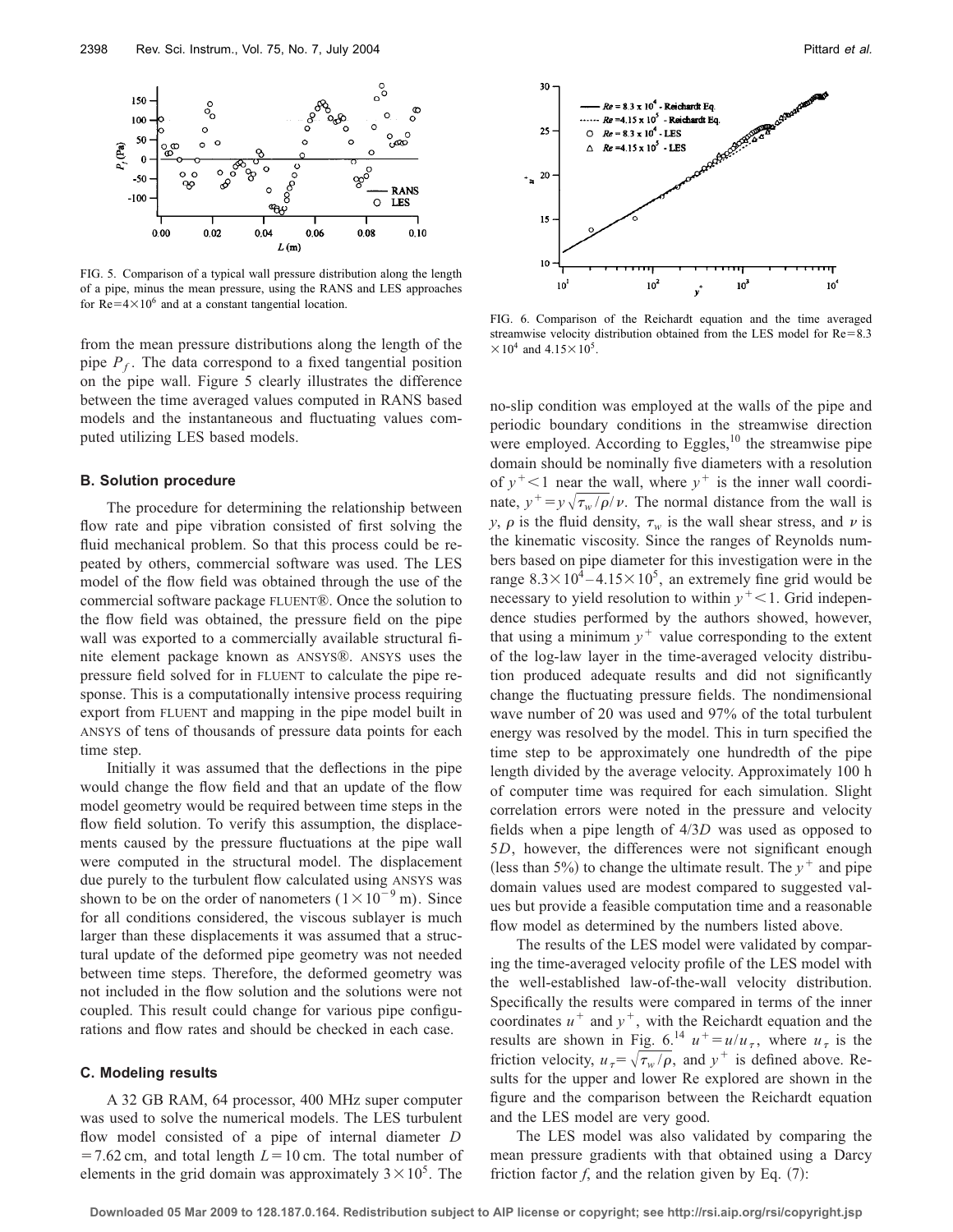FIG. 5. Comparison of a typical wall pressure distribution along the length of a pipe, minus the mean pressure, using the RANS and LES approaches for $\mathrm{Re}=4\times10^6$ and at a constant tangential location.

FIG. 6. Comparison of the Reichardt equation and the time averaged streamwise velocity distribution obtained from the LES model for $\mathrm{Re}=8.3\times10^4$ and $4.15\times10^5$.

from the mean pressure distributions along the length of the pipe $P_f$. The data correspond to a fixed tangential position on the pipe wall. Figure 5 clearly illustrates the difference between the time averaged values computed in RANS based models and the instantaneous and fluctuating values computed utilizing LES based models.

### B. Solution procedure

The procedure for determining the relationship between flow rate and pipe vibration consisted of first solving the fluid mechanical problem. So that this process could be repeated by others, commercial software was used. The LES model of the flow field was obtained through the use of the commercial software package FLUENT®. Once the solution to the flow field was obtained, the pressure field on the pipe wall was exported to a commercially available structural finite element package known as ANSYS®. ANSYS uses the pressure field solved for in FLUENT to calculate the pipe response. This is a computationally intensive process requiring export from FLUENT and mapping in the pipe model built in ANSYS of tens of thousands of pressure data points for each time step.

Initially it was assumed that the deflections in the pipe would change the flow field and that an update of the flow model geometry would be required between time steps in the flow field solution. To verify this assumption, the displacements caused by the pressure fluctuations at the pipe wall were computed in the structural model. The displacement due purely to the turbulent flow calculated using ANSYS was shown to be on the order of nanometers $(1\times10^{-9}\ \mathrm{m})$. Since for all conditions considered, the viscous sublayer is much larger than these displacements it was assumed that a structural update of the deformed pipe geometry was not needed between time steps. Therefore, the deformed geometry was not included in the flow solution and the solutions were not coupled. This result could change for various pipe configurations and flow rates and should be checked in each case.

### C. Modeling results

A 32 GB RAM, 64 processor, 400 MHz super computer was used to solve the numerical models. The LES turbulent flow model consisted of a pipe of internal diameter $D=7.62$ cm, and total length $L=10$ cm. The total number of elements in the grid domain was approximately $3\times10^5$. The no-slip condition was employed at the walls of the pipe and periodic boundary conditions in the streamwise direction were employed. According to Eggles,[10] the streamwise pipe domain should be nominally five diameters with a resolution of $y^+<1$ near the wall, where $y^+$ is the inner wall coordinate, $y^+=y\sqrt{\tau_w/\rho}/\nu$. The normal distance from the wall is $y$, $\rho$ is the fluid density, $\tau_w$ is the wall shear stress, and $\nu$ is the kinematic viscosity. Since the ranges of Reynolds numbers based on pipe diameter for this investigation were in the range $8.3\times10^4$–$4.15\times10^5$, an extremely fine grid would be necessary to yield resolution to within $y^+<1$. Grid independence studies performed by the authors showed, however, that using a minimum $y^+$ value corresponding to the extent of the log-law layer in the time-averaged velocity distribution produced adequate results and did not significantly change the fluctuating pressure fields. The nondimensional wave number of 20 was used and 97% of the total turbulent energy was resolved by the model. This in turn specified the time step to be approximately one hundredth of the pipe length divided by the average velocity. Approximately 100 h of computer time was required for each simulation. Slight correlation errors were noted in the pressure and velocity fields when a pipe length of $4/3D$ was used as opposed to $5D$, however, the differences were not significant enough (less than 5%) to change the ultimate result. The $y^+$ and pipe domain values used are modest compared to suggested values but provide a feasible computation time and a reasonable flow model as determined by the numbers listed above.

The results of the LES model were validated by comparing the time-averaged velocity profile of the LES model with the well-established law-of-the-wall velocity distribution. Specifically the results were compared in terms of the inner coordinates $u^+$ and $y^+$, with the Reichardt equation and the results are shown in Fig. 6.[14] $u^+=u/u_\tau$, where $u_\tau$ is the friction velocity, $u_\tau=\sqrt{\tau_w/\rho}$, and $y^+$ is defined above. Results for the upper and lower Re explored are shown in the figure and the comparison between the Reichardt equation and the LES model are very good.

The LES model was also validated by comparing the mean pressure gradients with that obtained using a Darcy friction factor $f$, and the relation given by Eq. (7):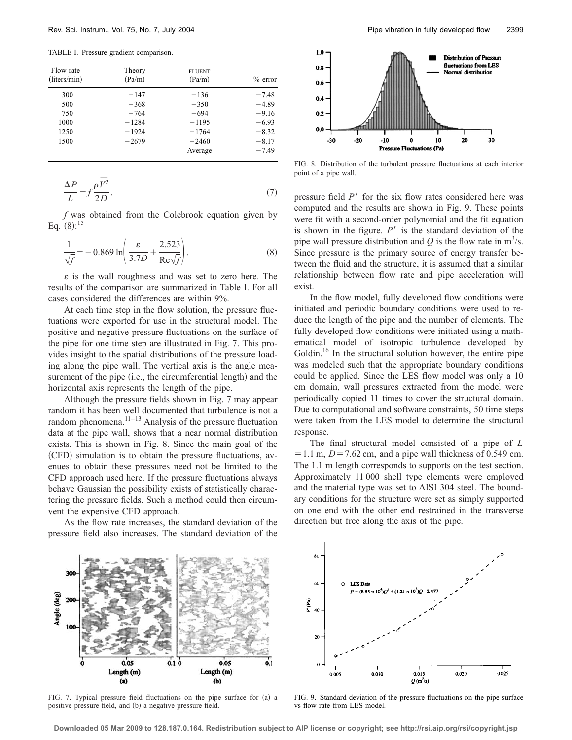TABLE I. Pressure gradient comparison.

| Flow rate (liters/min) | Theory (Pa/m) | FLUENT (Pa/m) | % error |
|---|---|---|---|
| 300 | −147 | −136 | −7.48 |
| 500 | −368 | −350 | −4.89 |
| 750 | −764 | −694 | −9.16 |
| 1000 | −1284 | −1195 | −6.93 |
| 1250 | −1924 | −1764 | −8.32 |
| 1500 | −2679 | −2460 | −8.17 |
| | | Average | −7.49 |

$$\frac{\Delta P}{L} = f \frac{\rho \overline{V^2}}{2D}. \tag{7}$$

$f$ was obtained from the Colebrook equation given by Eq. (8):[15]

$$\frac{1}{\sqrt{f}} = -0.869 \ln\left(\frac{\varepsilon}{3.7D} + \frac{2.523}{\mathrm{Re}\sqrt{f}}\right). \tag{8}$$

$\varepsilon$ is the wall roughness and was set to zero here. The results of the comparison are summarized in Table I. For all cases considered the differences are within 9%.

At each time step in the flow solution, the pressure fluctuations were exported for use in the structural model. The positive and negative pressure fluctuations on the surface of the pipe for one time step are illustrated in Fig. 7. This provides insight to the spatial distributions of the pressure loading along the pipe wall. The vertical axis is the angle measurement of the pipe (i.e., the circumferential length) and the horizontal axis represents the length of the pipe.

Although the pressure fields shown in Fig. 7 may appear random it has been well documented that turbulence is not a random phenomena.[11–13] Analysis of the pressure fluctuation data at the pipe wall, shows that a near normal distribution exists. This is shown in Fig. 8. Since the main goal of the (CFD) simulation is to obtain the pressure fluctuations, avenues to obtain these pressures need not be limited to the CFD approach used here. If the pressure fluctuations always behave Gaussian the possibility exists of statistically charactering the pressure fields. Such a method could then circumvent the expensive CFD approach.

As the flow rate increases, the standard deviation of the pressure field also increases. The standard deviation of the pressure field $P'$ for the six flow rates considered here was computed and the results are shown in Fig. 9. These points were fit with a second-order polynomial and the fit equation is shown in the figure. $P'$ is the standard deviation of the pipe wall pressure distribution and $Q$ is the flow rate in m$^3$/s. Since pressure is the primary source of energy transfer between the fluid and the structure, it is assumed that a similar relationship between flow rate and pipe acceleration will exist.

In the flow model, fully developed flow conditions were initiated and periodic boundary conditions were used to reduce the length of the pipe and the number of elements. The fully developed flow conditions were initiated using a mathematical model of isotropic turbulence developed by Goldin.[16] In the structural solution however, the entire pipe was modeled such that the appropriate boundary conditions could be applied. Since the LES flow model was only a 10 cm domain, wall pressures extracted from the model were periodically copied 11 times to cover the structural domain. Due to computational and software constraints, 50 time steps were taken from the LES model to determine the structural response.

The final structural model consisted of a pipe of $L = 1.1$ m, $D = 7.62$ cm, and a pipe wall thickness of 0.549 cm. The 1.1 m length corresponds to supports on the test section. Approximately 11 000 shell type elements were employed and the material type was set to AISI 304 steel. The boundary conditions for the structure were set as simply supported on one end with the other end restrained in the transverse direction but free along the axis of the pipe.

FIG. 7. Typical pressure field fluctuations on the pipe surface for (a) a positive pressure field, and (b) a negative pressure field.

FIG. 8. Distribution of the turbulent pressure fluctuations at each interior point of a pipe wall.

FIG. 9. Standard deviation of the pressure fluctuations on the pipe surface vs flow rate from LES model.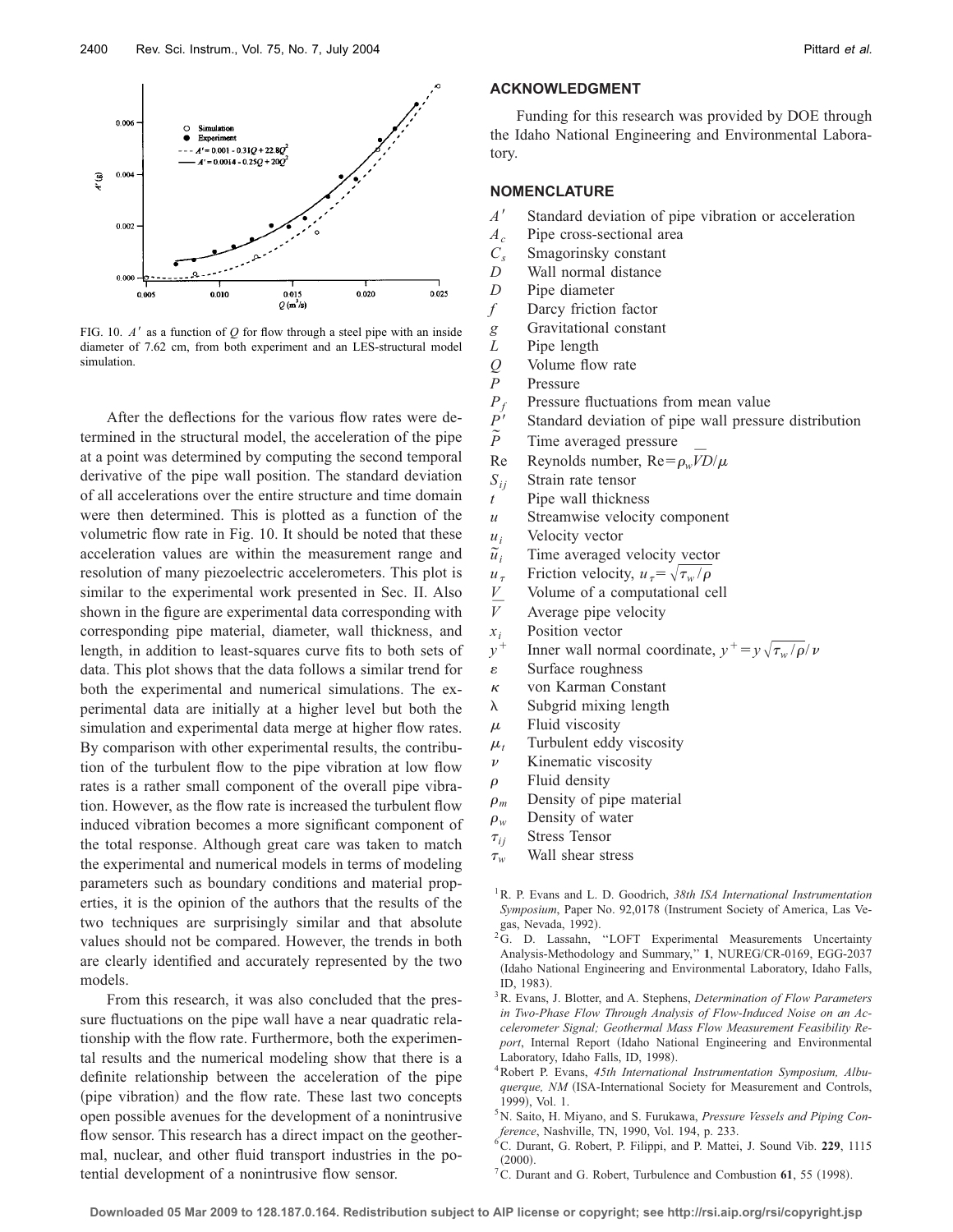FIG. 10. $A'$ as a function of $Q$ for flow through a steel pipe with an inside diameter of 7.62 cm, from both experiment and an LES-structural model simulation.

After the deflections for the various flow rates were determined in the structural model, the acceleration of the pipe at a point was determined by computing the second temporal derivative of the pipe wall position. The standard deviation of all accelerations over the entire structure and time domain were then determined. This is plotted as a function of the volumetric flow rate in Fig. 10. It should be noted that these acceleration values are within the measurement range and resolution of many piezoelectric accelerometers. This plot is similar to the experimental work presented in Sec. II. Also shown in the figure are experimental data corresponding with corresponding pipe material, diameter, wall thickness, and length, in addition to least-squares curve fits to both sets of data. This plot shows that the data follows a similar trend for both the experimental and numerical simulations. The experimental data are initially at a higher level but both the simulation and experimental data merge at higher flow rates. By comparison with other experimental results, the contribution of the turbulent flow to the pipe vibration at low flow rates is a rather small component of the overall pipe vibration. However, as the flow rate is increased the turbulent flow induced vibration becomes a more significant component of the total response. Although great care was taken to match the experimental and numerical models in terms of modeling parameters such as boundary conditions and material properties, it is the opinion of the authors that the results of the two techniques are surprisingly similar and that absolute values should not be compared. However, the trends in both are clearly identified and accurately represented by the two models.

From this research, it was also concluded that the pressure fluctuations on the pipe wall have a near quadratic relationship with the flow rate. Furthermore, both the experimental results and the numerical modeling show that there is a definite relationship between the acceleration of the pipe (pipe vibration) and the flow rate. These last two concepts open possible avenues for the development of a nonintrusive flow sensor. This research has a direct impact on the geothermal, nuclear, and other fluid transport industries in the potential development of a nonintrusive flow sensor.

## ACKNOWLEDGMENT

Funding for this research was provided by DOE through the Idaho National Engineering and Environmental Laboratory.

## NOMENCLATURE

- $A'$ Standard deviation of pipe vibration or acceleration
- $A_c$ Pipe cross-sectional area
- $C_s$ Smagorinsky constant
- $D$ Wall normal distance
- $D$ Pipe diameter
- $f$ Darcy friction factor
- $g$ Gravitational constant
- $L$ Pipe length
- $Q$ Volume flow rate
- $P$ Pressure
- $P_f$ Pressure fluctuations from mean value
- $P'$ Standard deviation of pipe wall pressure distribution
- $\tilde{P}$ Time averaged pressure
- Re Reynolds number, $\mathrm{Re}=\rho_w \bar{V} D/\mu$
- $S_{ij}$ Strain rate tensor
- $t$ Pipe wall thickness
- $u$ Streamwise velocity component
- $u_i$ Velocity vector
- $\tilde{u}_i$ Time averaged velocity vector
- $u_\tau$ Friction velocity, $u_\tau = \sqrt{\tau_w/\rho}$
- $V$ Volume of a computational cell
- $\bar{V}$ Average pipe velocity
- $x_i$ Position vector
- $y^+$ Inner wall normal coordinate, $y^+ = y\sqrt{\tau_w/\rho}/\nu$
- $\varepsilon$ Surface roughness
- $\kappa$ von Karman Constant
- $\lambda$ Subgrid mixing length
- $\mu$ Fluid viscosity
- $\mu_t$ Turbulent eddy viscosity
- $\nu$ Kinematic viscosity
- $\rho$ Fluid density
- $\rho_m$ Density of pipe material
- $\rho_w$ Density of water
- $\tau_{ij}$ Stress Tensor
- $\tau_w$ Wall shear stress

[1] R. P. Evans and L. D. Goodrich, *38th ISA International Instrumentation Symposium*, Paper No. 92,0178 (Instrument Society of America, Las Vegas, Nevada, 1992).

[2] G. D. Lassahn, "LOFT Experimental Measurements Uncertainty Analysis-Methodology and Summary," **1**, NUREG/CR-0169, EGG-2037 (Idaho National Engineering and Environmental Laboratory, Idaho Falls, ID, 1983).

[3] R. Evans, J. Blotter, and A. Stephens, *Determination of Flow Parameters in Two-Phase Flow Through Analysis of Flow-Induced Noise on an Accelerometer Signal; Geothermal Mass Flow Measurement Feasibility Report*, Internal Report (Idaho National Engineering and Environmental Laboratory, Idaho Falls, ID, 1998).

[4] Robert P. Evans, *45th International Instrumentation Symposium, Albuquerque, NM* (ISA-International Society for Measurement and Controls, 1999), Vol. 1.

[5] N. Saito, H. Miyano, and S. Furukawa, *Pressure Vessels and Piping Conference*, Nashville, TN, 1990, Vol. 194, p. 233.

[6] C. Durant, G. Robert, P. Filippi, and P. Mattei, J. Sound Vib. **229**, 1115 (2000).

[7] C. Durant and G. Robert, Turbulence and Combustion **61**, 55 (1998).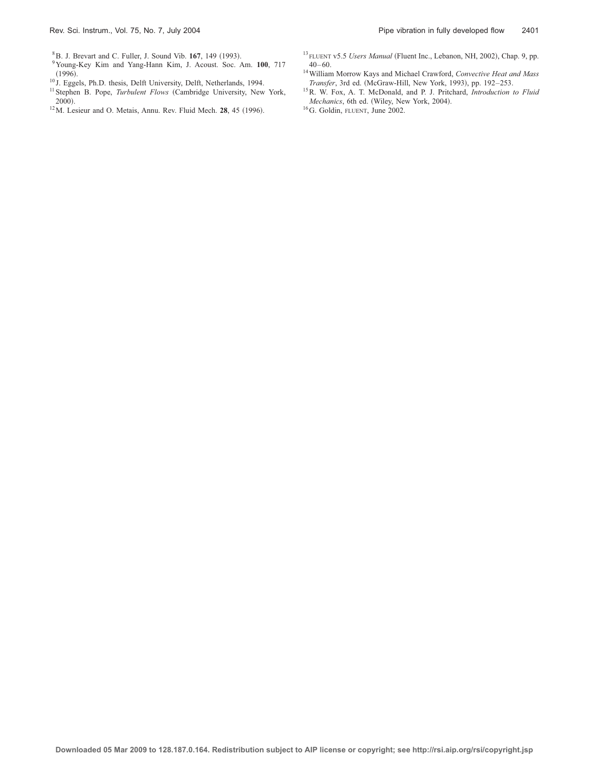[8] B. J. Brevart and C. Fuller, J. Sound Vib. **167**, 149 (1993).

[9] Young-Key Kim and Yang-Hann Kim, J. Acoust. Soc. Am. **100**, 717 (1996).

[10] J. Eggels, Ph.D. thesis, Delft University, Delft, Netherlands, 1994.

[11] Stephen B. Pope, *Turbulent Flows* (Cambridge University, New York, 2000).

[12] M. Lesieur and O. Metais, Annu. Rev. Fluid Mech. **28**, 45 (1996).

[13] FLUENT v5.5 *Users Manual* (Fluent Inc., Lebanon, NH, 2002), Chap. 9, pp. 40–60.

[14] William Morrow Kays and Michael Crawford, *Convective Heat and Mass Transfer*, 3rd ed. (McGraw-Hill, New York, 1993), pp. 192–253.

[15] R. W. Fox, A. T. McDonald, and P. J. Pritchard, *Introduction to Fluid Mechanics*, 6th ed. (Wiley, New York, 2004).

[16] G. Goldin, FLUENT, June 2002.